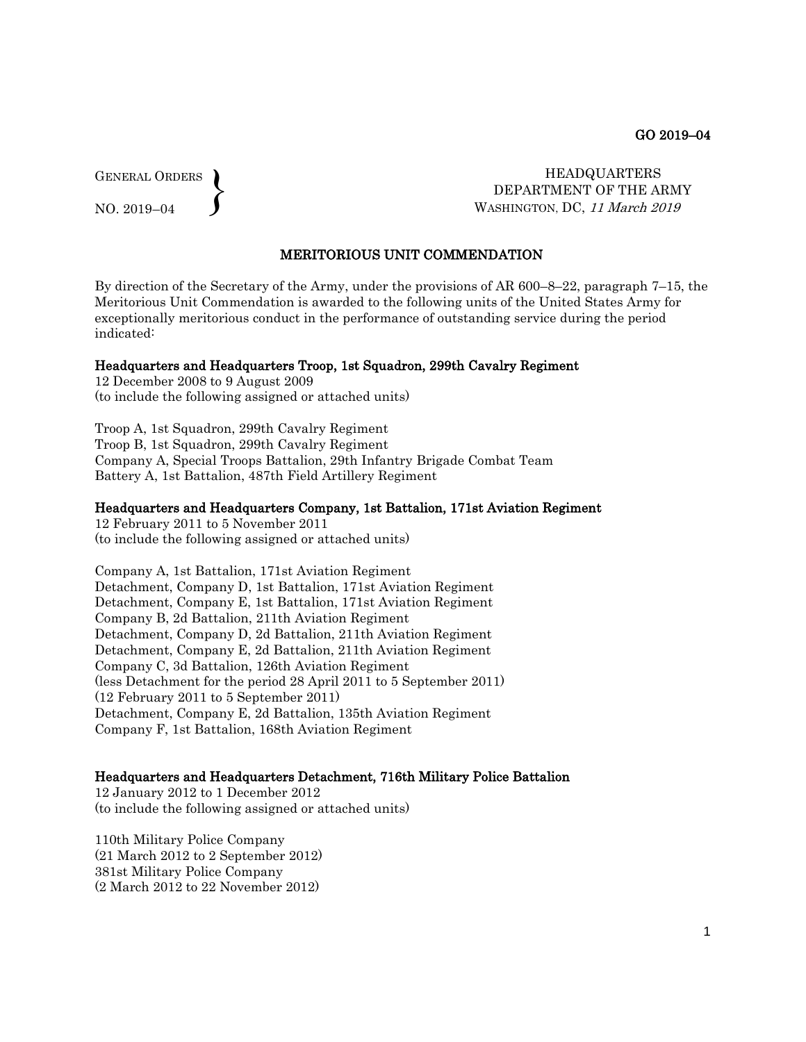GO 2019–04

GENERAL ORDERS
NO. 2019–04

HEADQUARTERS
DEPARTMENT OF THE ARMY
WASHINGTON, DC, *11 March 2019*

## MERITORIOUS UNIT COMMENDATION

By direction of the Secretary of the Army, under the provisions of AR 600–8–22, paragraph 7–15, the Meritorious Unit Commendation is awarded to the following units of the United States Army for exceptionally meritorious conduct in the performance of outstanding service during the period indicated:

**Headquarters and Headquarters Troop, 1st Squadron, 299th Cavalry Regiment**
12 December 2008 to 9 August 2009
(to include the following assigned or attached units)

Troop A, 1st Squadron, 299th Cavalry Regiment
Troop B, 1st Squadron, 299th Cavalry Regiment
Company A, Special Troops Battalion, 29th Infantry Brigade Combat Team
Battery A, 1st Battalion, 487th Field Artillery Regiment

**Headquarters and Headquarters Company, 1st Battalion, 171st Aviation Regiment**
12 February 2011 to 5 November 2011
(to include the following assigned or attached units)

Company A, 1st Battalion, 171st Aviation Regiment
Detachment, Company D, 1st Battalion, 171st Aviation Regiment
Detachment, Company E, 1st Battalion, 171st Aviation Regiment
Company B, 2d Battalion, 211th Aviation Regiment
Detachment, Company D, 2d Battalion, 211th Aviation Regiment
Detachment, Company E, 2d Battalion, 211th Aviation Regiment
Company C, 3d Battalion, 126th Aviation Regiment
(less Detachment for the period 28 April 2011 to 5 September 2011)
(12 February 2011 to 5 September 2011)
Detachment, Company E, 2d Battalion, 135th Aviation Regiment
Company F, 1st Battalion, 168th Aviation Regiment

**Headquarters and Headquarters Detachment, 716th Military Police Battalion**
12 January 2012 to 1 December 2012
(to include the following assigned or attached units)

110th Military Police Company
(21 March 2012 to 2 September 2012)
381st Military Police Company
(2 March 2012 to 22 November 2012)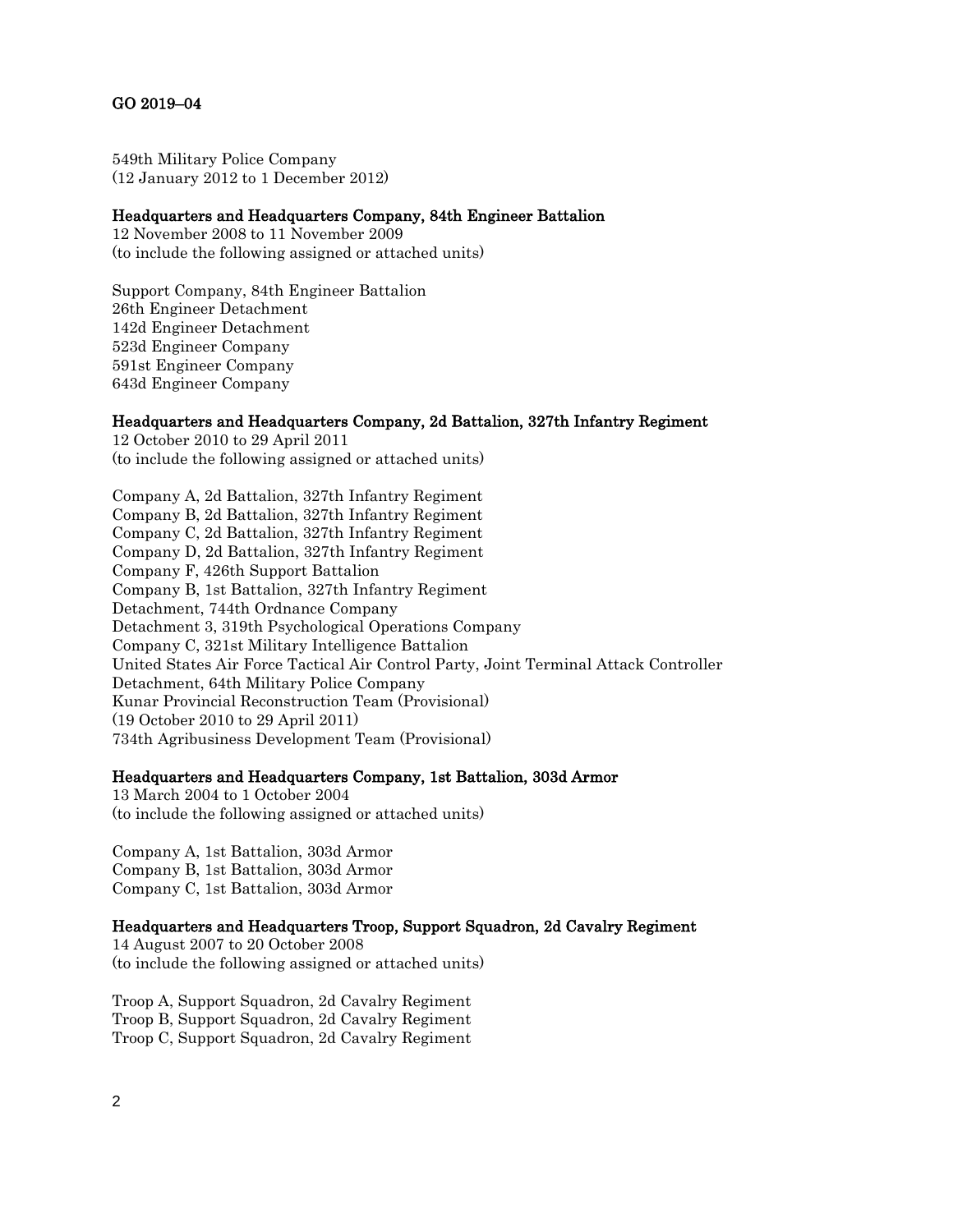549th Military Police Company
(12 January 2012 to 1 December 2012)

**Headquarters and Headquarters Company, 84th Engineer Battalion**
12 November 2008 to 11 November 2009
(to include the following assigned or attached units)

Support Company, 84th Engineer Battalion
26th Engineer Detachment
142d Engineer Detachment
523d Engineer Company
591st Engineer Company
643d Engineer Company

**Headquarters and Headquarters Company, 2d Battalion, 327th Infantry Regiment**
12 October 2010 to 29 April 2011
(to include the following assigned or attached units)

Company A, 2d Battalion, 327th Infantry Regiment
Company B, 2d Battalion, 327th Infantry Regiment
Company C, 2d Battalion, 327th Infantry Regiment
Company D, 2d Battalion, 327th Infantry Regiment
Company F, 426th Support Battalion
Company B, 1st Battalion, 327th Infantry Regiment
Detachment, 744th Ordnance Company
Detachment 3, 319th Psychological Operations Company
Company C, 321st Military Intelligence Battalion
United States Air Force Tactical Air Control Party, Joint Terminal Attack Controller
Detachment, 64th Military Police Company
Kunar Provincial Reconstruction Team (Provisional)
(19 October 2010 to 29 April 2011)
734th Agribusiness Development Team (Provisional)

**Headquarters and Headquarters Company, 1st Battalion, 303d Armor**
13 March 2004 to 1 October 2004
(to include the following assigned or attached units)

Company A, 1st Battalion, 303d Armor
Company B, 1st Battalion, 303d Armor
Company C, 1st Battalion, 303d Armor

**Headquarters and Headquarters Troop, Support Squadron, 2d Cavalry Regiment**
14 August 2007 to 20 October 2008
(to include the following assigned or attached units)

Troop A, Support Squadron, 2d Cavalry Regiment
Troop B, Support Squadron, 2d Cavalry Regiment
Troop C, Support Squadron, 2d Cavalry Regiment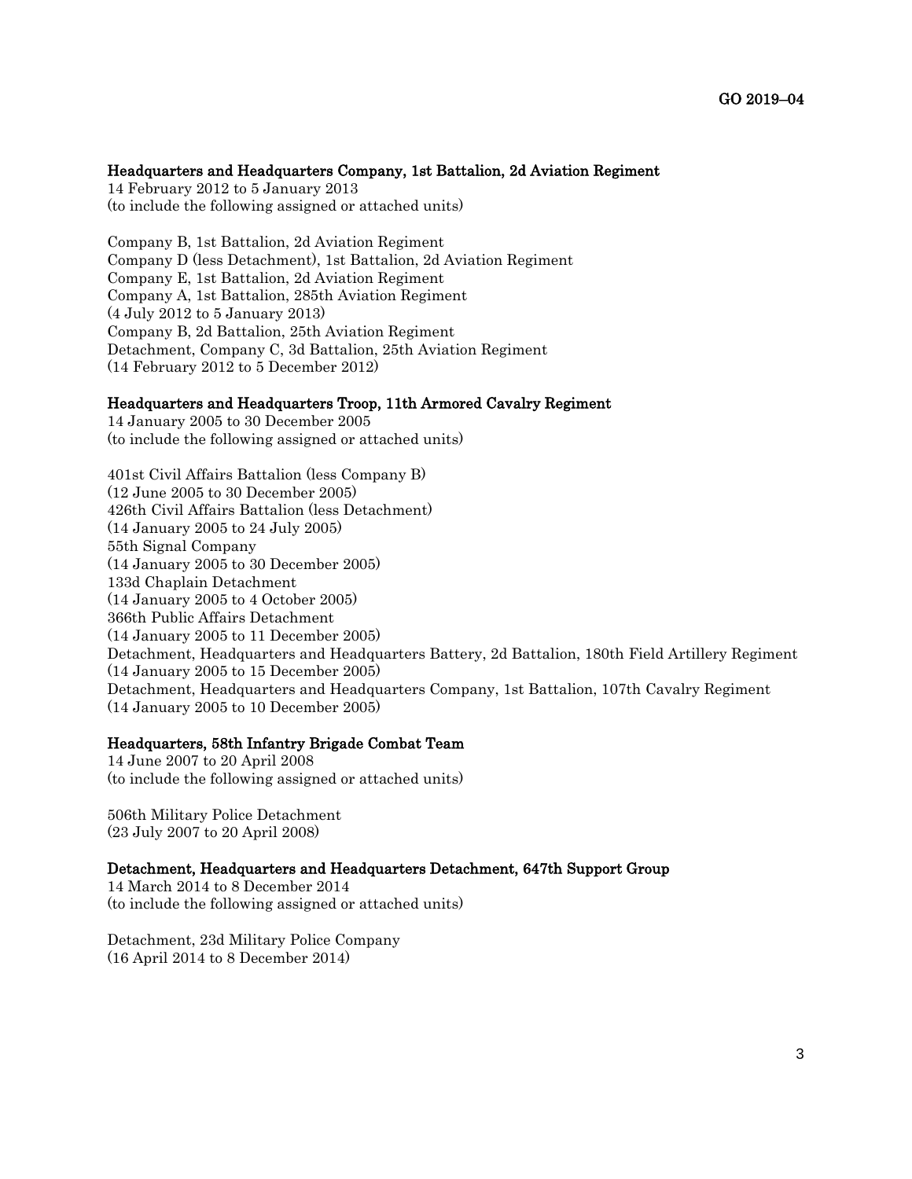**Headquarters and Headquarters Company, 1st Battalion, 2d Aviation Regiment**
14 February 2012 to 5 January 2013
(to include the following assigned or attached units)

Company B, 1st Battalion, 2d Aviation Regiment
Company D (less Detachment), 1st Battalion, 2d Aviation Regiment
Company E, 1st Battalion, 2d Aviation Regiment
Company A, 1st Battalion, 285th Aviation Regiment
(4 July 2012 to 5 January 2013)
Company B, 2d Battalion, 25th Aviation Regiment
Detachment, Company C, 3d Battalion, 25th Aviation Regiment
(14 February 2012 to 5 December 2012)

**Headquarters and Headquarters Troop, 11th Armored Cavalry Regiment**
14 January 2005 to 30 December 2005
(to include the following assigned or attached units)

401st Civil Affairs Battalion (less Company B)
(12 June 2005 to 30 December 2005)
426th Civil Affairs Battalion (less Detachment)
(14 January 2005 to 24 July 2005)
55th Signal Company
(14 January 2005 to 30 December 2005)
133d Chaplain Detachment
(14 January 2005 to 4 October 2005)
366th Public Affairs Detachment
(14 January 2005 to 11 December 2005)
Detachment, Headquarters and Headquarters Battery, 2d Battalion, 180th Field Artillery Regiment
(14 January 2005 to 15 December 2005)
Detachment, Headquarters and Headquarters Company, 1st Battalion, 107th Cavalry Regiment
(14 January 2005 to 10 December 2005)

**Headquarters, 58th Infantry Brigade Combat Team**
14 June 2007 to 20 April 2008
(to include the following assigned or attached units)

506th Military Police Detachment
(23 July 2007 to 20 April 2008)

**Detachment, Headquarters and Headquarters Detachment, 647th Support Group**
14 March 2014 to 8 December 2014
(to include the following assigned or attached units)

Detachment, 23d Military Police Company
(16 April 2014 to 8 December 2014)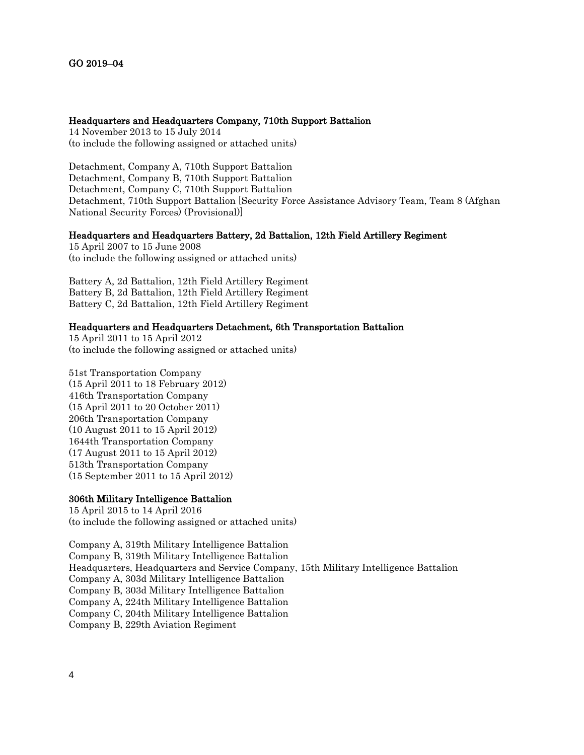**Headquarters and Headquarters Company, 710th Support Battalion**
14 November 2013 to 15 July 2014
(to include the following assigned or attached units)

Detachment, Company A, 710th Support Battalion
Detachment, Company B, 710th Support Battalion
Detachment, Company C, 710th Support Battalion
Detachment, 710th Support Battalion [Security Force Assistance Advisory Team, Team 8 (Afghan National Security Forces) (Provisional)]

**Headquarters and Headquarters Battery, 2d Battalion, 12th Field Artillery Regiment**
15 April 2007 to 15 June 2008
(to include the following assigned or attached units)

Battery A, 2d Battalion, 12th Field Artillery Regiment
Battery B, 2d Battalion, 12th Field Artillery Regiment
Battery C, 2d Battalion, 12th Field Artillery Regiment

**Headquarters and Headquarters Detachment, 6th Transportation Battalion**
15 April 2011 to 15 April 2012
(to include the following assigned or attached units)

51st Transportation Company
(15 April 2011 to 18 February 2012)
416th Transportation Company
(15 April 2011 to 20 October 2011)
206th Transportation Company
(10 August 2011 to 15 April 2012)
1644th Transportation Company
(17 August 2011 to 15 April 2012)
513th Transportation Company
(15 September 2011 to 15 April 2012)

**306th Military Intelligence Battalion**
15 April 2015 to 14 April 2016
(to include the following assigned or attached units)

Company A, 319th Military Intelligence Battalion
Company B, 319th Military Intelligence Battalion
Headquarters, Headquarters and Service Company, 15th Military Intelligence Battalion
Company A, 303d Military Intelligence Battalion
Company B, 303d Military Intelligence Battalion
Company A, 224th Military Intelligence Battalion
Company C, 204th Military Intelligence Battalion
Company B, 229th Aviation Regiment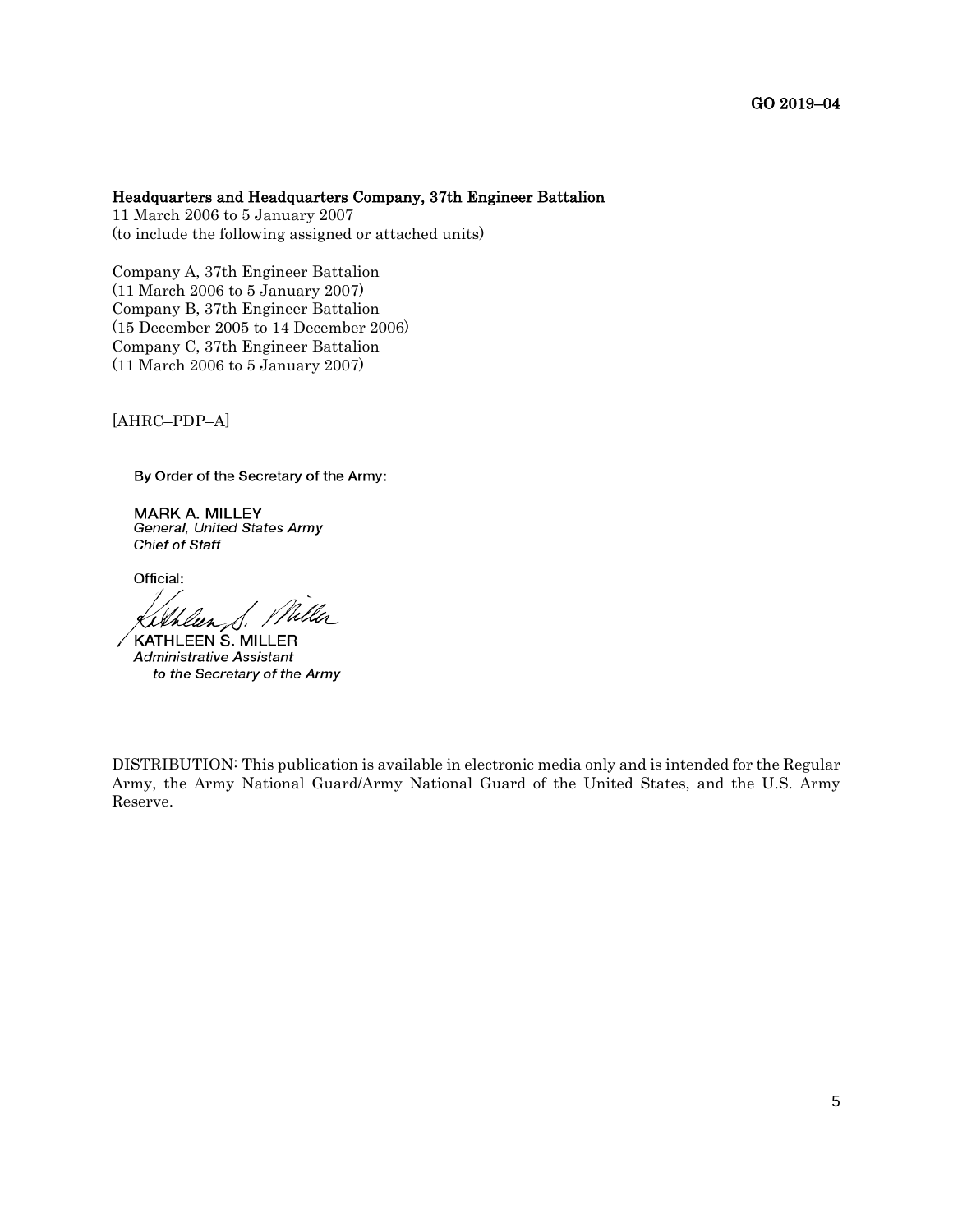**Headquarters and Headquarters Company, 37th Engineer Battalion**
11 March 2006 to 5 January 2007
(to include the following assigned or attached units)

Company A, 37th Engineer Battalion
(11 March 2006 to 5 January 2007)
Company B, 37th Engineer Battalion
(15 December 2005 to 14 December 2006)
Company C, 37th Engineer Battalion
(11 March 2006 to 5 January 2007)

[AHRC–PDP–A]

By Order of the Secretary of the Army:

MARK A. MILLEY
*General, United States Army*
*Chief of Staff*

Official:

KATHLEEN S. MILLER
*Administrative Assistant*
*to the Secretary of the Army*

DISTRIBUTION: This publication is available in electronic media only and is intended for the Regular Army, the Army National Guard/Army National Guard of the United States, and the U.S. Army Reserve.